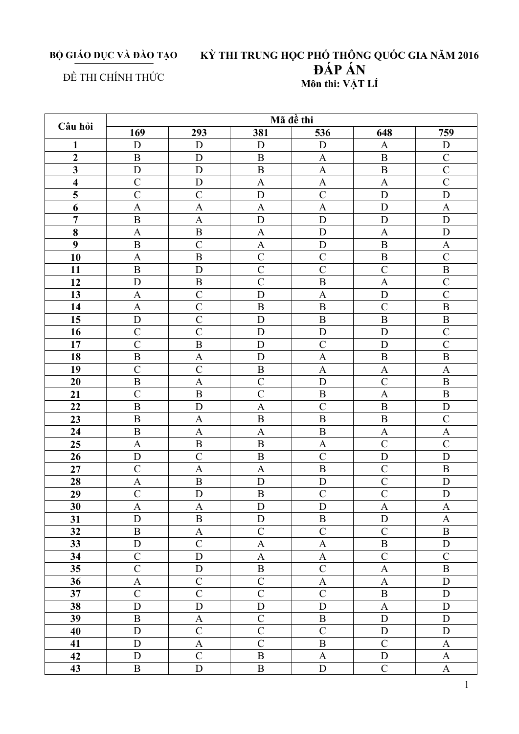**BỘ GIÁO DỤC VÀ ĐÀO TẠO**

ĐỀ THI CHÍNH THỨC

**KỲ THI TRUNG HỌC PHỔ THÔNG QUỐC GIA NĂM 2016**

# ĐÁP ÁN

**Môn thi: VẬT LÍ**

| Câu hỏi | Mã đề thi | | | | | |
|---|---|---|---|---|---|---|
| | 169 | 293 | 381 | 536 | 648 | 759 |
| 1 | D | D | D | D | A | D |
| 2 | B | D | B | A | B | C |
| 3 | D | D | B | A | B | C |
| 4 | C | D | A | A | A | C |
| 5 | C | C | D | C | D | D |
| 6 | A | A | A | A | D | A |
| 7 | B | A | D | D | D | D |
| 8 | A | B | A | D | A | D |
| 9 | B | C | A | D | B | A |
| 10 | A | B | C | C | B | C |
| 11 | B | D | C | C | C | B |
| 12 | D | B | C | B | A | C |
| 13 | A | C | D | A | D | C |
| 14 | A | C | B | B | C | B |
| 15 | D | C | D | B | B | B |
| 16 | C | C | D | D | D | C |
| 17 | C | B | B | D | C | D | C |
| 18 | B | A | D | A | B | B |
| 19 | C | C | B | A | A | A |
| 20 | B | A | C | D | C | B |
| 21 | C | B | C | B | A | B |
| 22 | B | D | A | C | B | D |
| 23 | B | A | B | B | B | C |
| 24 | B | A | A | B | A | A |
| 25 | A | B | B | A | C | C |
| 26 | D | C | B | C | D | D |
| 27 | C | A | A | B | C | B |
| 28 | A | B | D | D | C | D |
| 29 | C | D | B | C | C | D |
| 30 | A | A | D | D | A | A |
| 31 | D | B | D | B | D | A |
| 32 | B | A | C | C | C | B |
| 33 | D | C | A | A | B | D |
| 34 | C | D | A | A | C | C |
| 35 | C | D | B | C | A | B |
| 36 | A | C | C | A | A | D |
| 37 | C | C | C | C | B | D |
| 38 | D | D | D | D | A | D |
| 39 | B | A | C | B | D | D |
| 40 | D | C | C | C | D | D |
| 41 | D | A | C | B | C | A |
| 42 | D | C | B | A | D | A |
| 43 | B | D | B | D | C | A |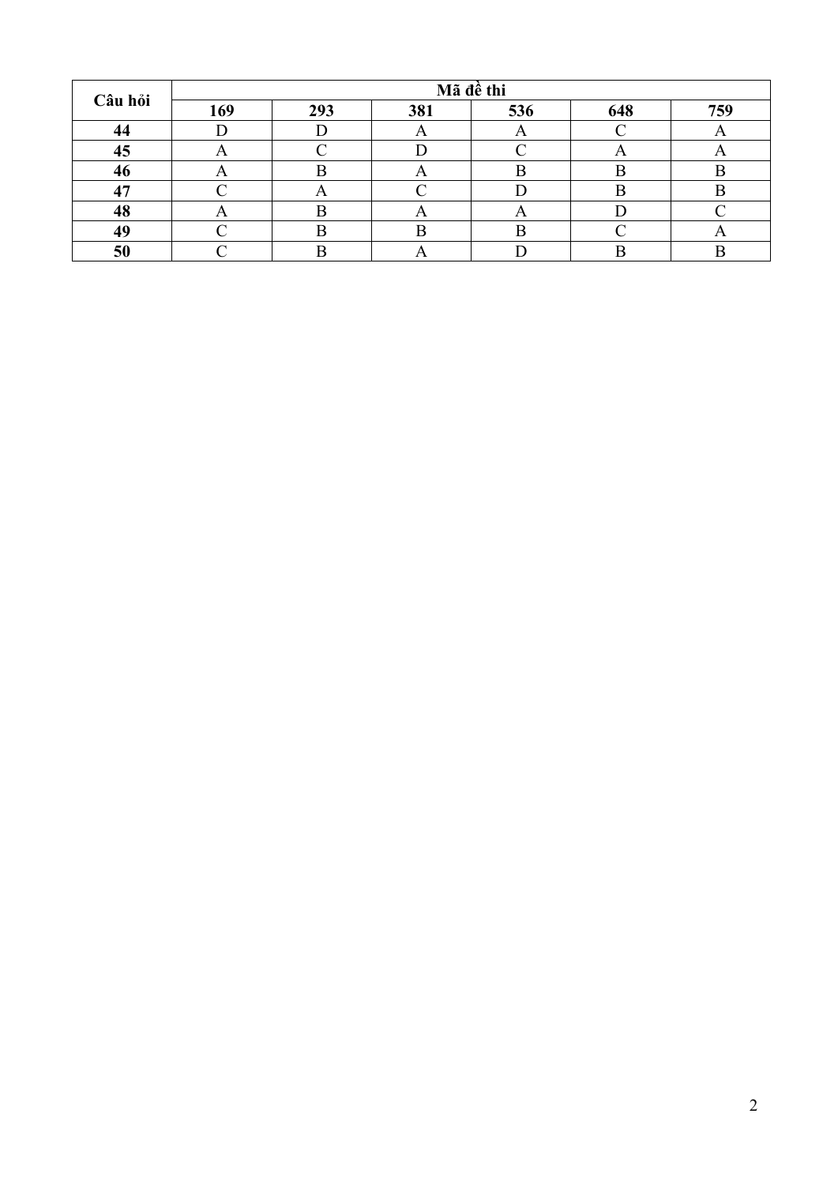| Câu hỏi | Mã đề thi | | | | | |
|---|---|---|---|---|---|---|
| | 169 | 293 | 381 | 536 | 648 | 759 |
| **44** | D | D | A | A | C | A |
| **45** | A | C | D | C | A | A |
| **46** | A | B | A | B | B | B |
| **47** | C | A | C | D | B | B |
| **48** | A | B | A | A | D | C |
| **49** | C | B | B | B | C | A |
| **50** | C | B | A | D | B | B |